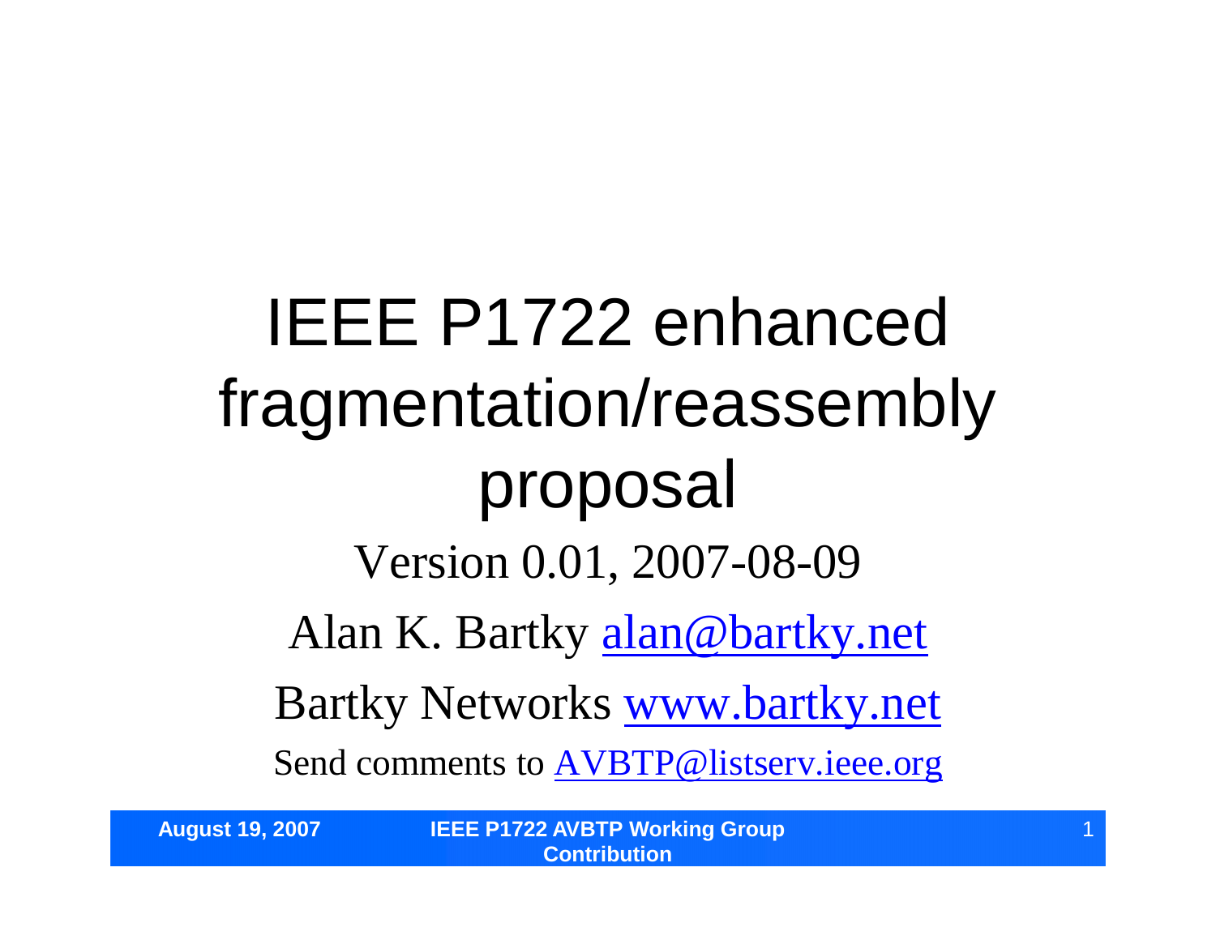# IEEE P1722 enhanced fragmentation/reassembly proposal

Version 0.01, 2007-08-09

Alan K. Bartky alan@bartky.net

Bartky Networks www.bartky.net

Send comments to AVBTP@listserv.ieee.org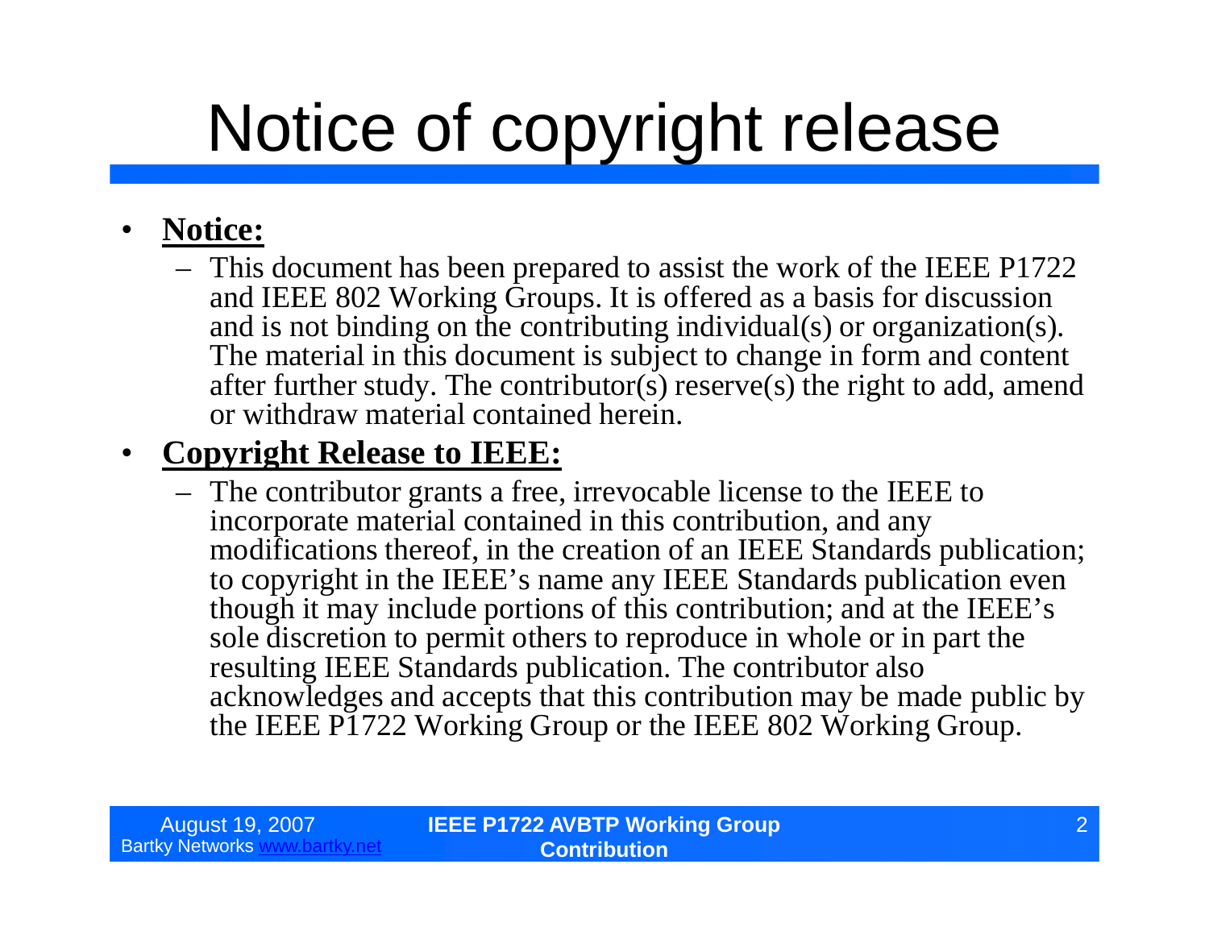# Notice of copyright release

- **Notice:**
  - This document has been prepared to assist the work of the IEEE P1722 and IEEE 802 Working Groups. It is offered as a basis for discussion and is not binding on the contributing individual(s) or organization(s). The material in this document is subject to change in form and content after further study. The contributor(s) reserve(s) the right to add, amend or withdraw material contained herein.
- **Copyright Release to IEEE:**
  - The contributor grants a free, irrevocable license to the IEEE to incorporate material contained in this contribution, and any modifications thereof, in the creation of an IEEE Standards publication; to copyright in the IEEE's name any IEEE Standards publication even though it may include portions of this contribution; and at the IEEE's sole discretion to permit others to reproduce in whole or in part the resulting IEEE Standards publication. The contributor also acknowledges and accepts that this contribution may be made public by the IEEE P1722 Working Group or the IEEE 802 Working Group.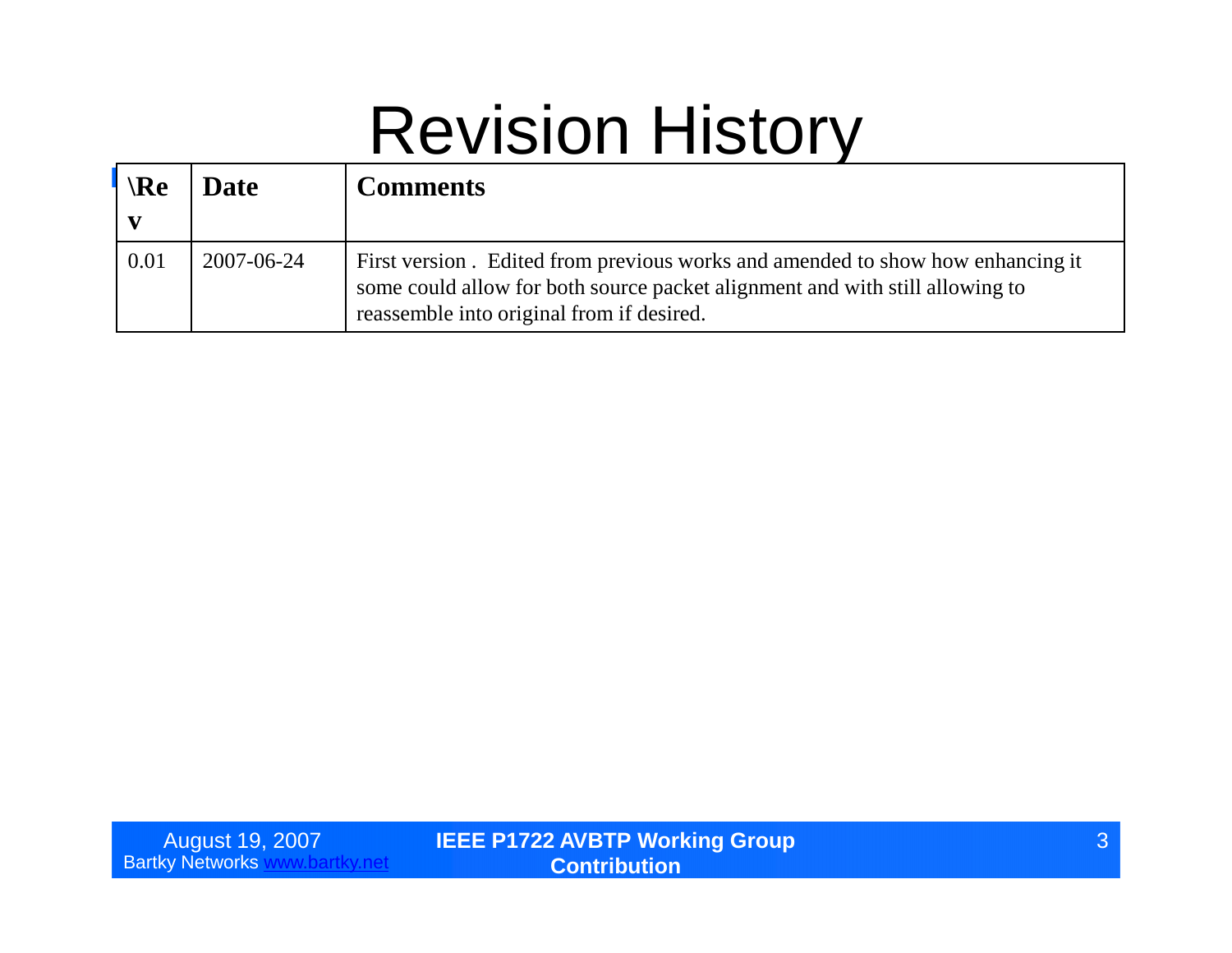# Revision History

| \Rev | Date | Comments |
|---|---|---|
| 0.01 | 2007-06-24 | First version . Edited from previous works and amended to show how enhancing it some could allow for both source packet alignment and with still allowing to reassemble into original from if desired. |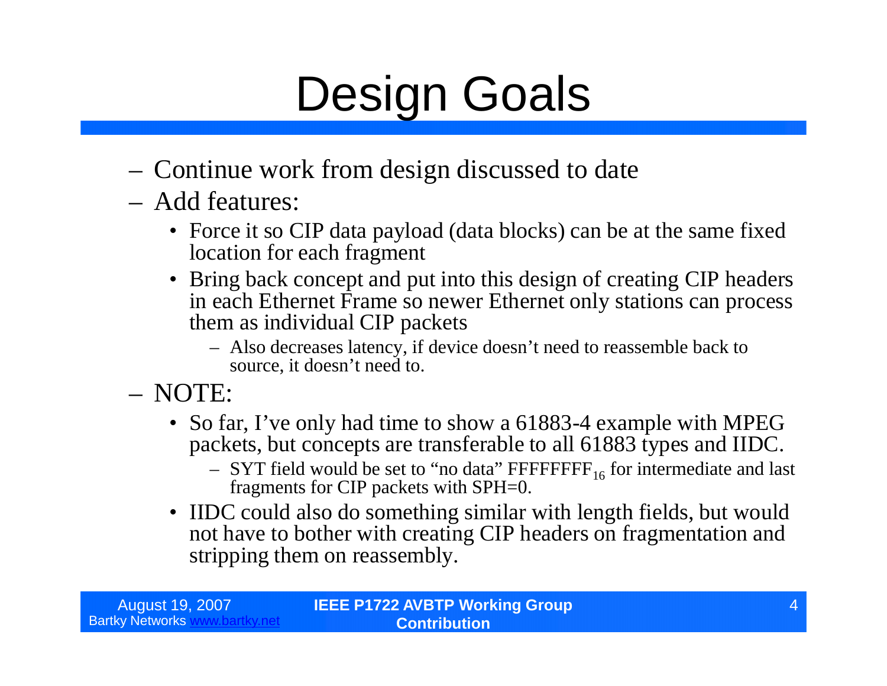# Design Goals

- Continue work from design discussed to date
- Add features:
  - Force it so CIP data payload (data blocks) can be at the same fixed location for each fragment
  - Bring back concept and put into this design of creating CIP headers in each Ethernet Frame so newer Ethernet only stations can process them as individual CIP packets
    - Also decreases latency, if device doesn't need to reassemble back to source, it doesn't need to.
- NOTE:
  - So far, I've only had time to show a 61883-4 example with MPEG packets, but concepts are transferable to all 61883 types and IIDC.
    - SYT field would be set to "no data" $FFFFFFFF_{16}$ for intermediate and last fragments for CIP packets with SPH=0.
  - IIDC could also do something similar with length fields, but would not have to bother with creating CIP headers on fragmentation and stripping them on reassembly.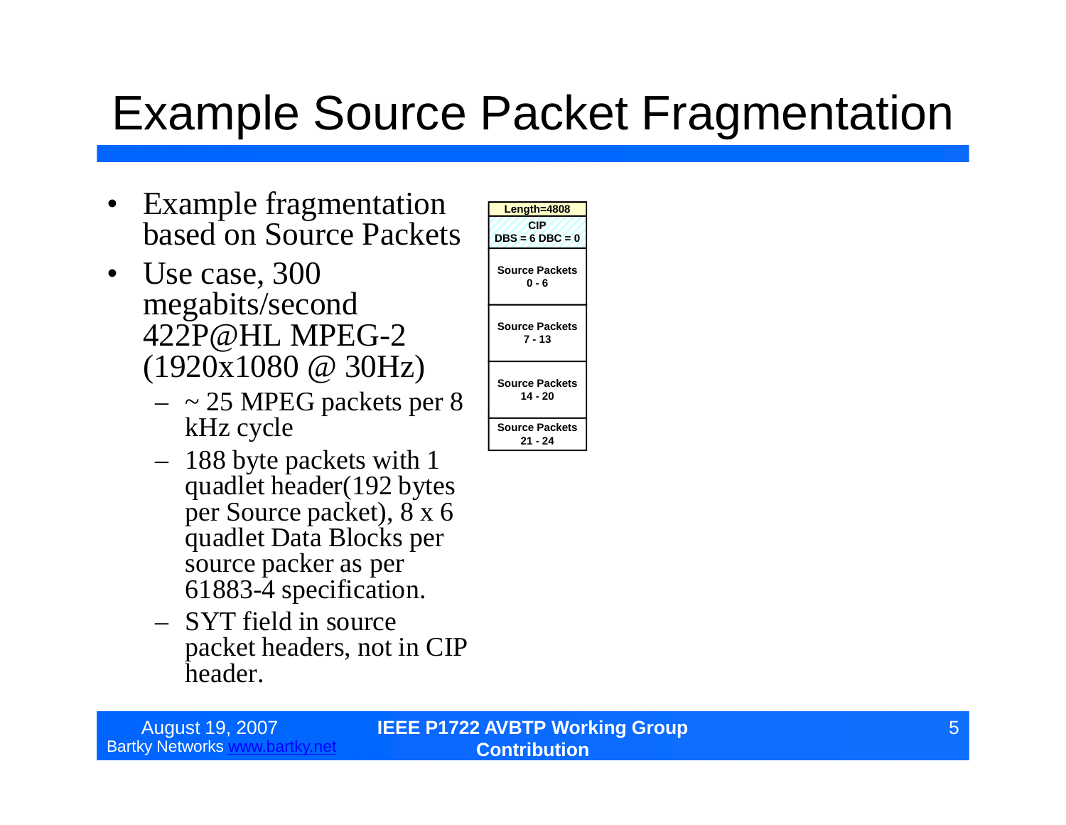# Example Source Packet Fragmentation

- Example fragmentation based on Source Packets
- Use case, 300 megabits/second 422P@HL MPEG-2 (1920x1080 @ 30Hz)
  - ~ 25 MPEG packets per 8 kHz cycle
  - 188 byte packets with 1 quadlet header(192 bytes per Source packet), 8 x 6 quadlet Data Blocks per source packer as per 61883-4 specification.
  - SYT field in source packet headers, not in CIP header.

| Length=4808 |
| --- |
| CIP<br>DBS = 6 DBC = 0 |
| Source Packets<br>0 - 6 |
| Source Packets<br>7 - 13 |
| Source Packets<br>14 - 20 |
| Source Packets<br>21 - 24 |

August 19, 2007
Bartky Networks www.bartky.net

IEEE P1722 AVBTP Working Group Contribution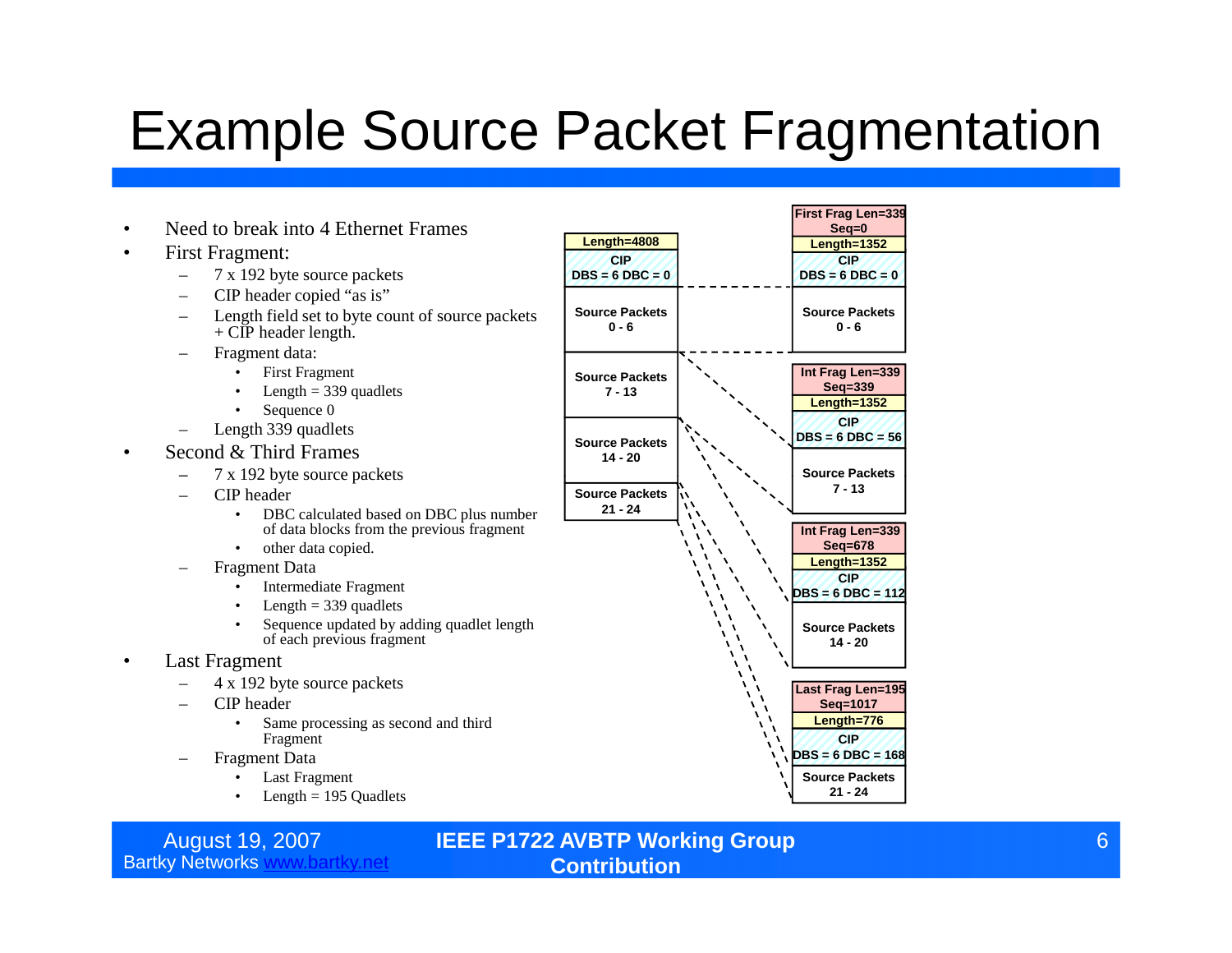# Example Source Packet Fragmentation

- Need to break into 4 Ethernet Frames
- First Fragment:
  - 7 x 192 byte source packets
  - CIP header copied "as is"
  - Length field set to byte count of source packets + CIP header length.
  - Fragment data:
    - First Fragment
    - Length = 339 quadlets
    - Sequence 0
  - Length 339 quadlets
- Second & Third Frames
  - 7 x 192 byte source packets
  - CIP header
    - DBC calculated based on DBC plus number of data blocks from the previous fragment
    - other data copied.
  - Fragment Data
    - Intermediate Fragment
    - Length = 339 quadlets
    - Sequence updated by adding quadlet length of each previous fragment
- Last Fragment
  - 4 x 192 byte source packets
  - CIP header
    - Same processing as second and third Fragment
  - Fragment Data
    - Last Fragment
    - Length = 195 Quadlets

**Original packet:**

| Length=4808 |
|---|
| CIP DBS = 6 DBC = 0 |
| Source Packets 0 - 6 |
| Source Packets 7 - 13 |
| Source Packets 14 - 20 |
| Source Packets 21 - 24 |

**Fragments:**

| First Frag Len=339 Seq=0 |
|---|
| Length=1352 |
| CIP DBS = 6 DBC = 0 |
| Source Packets 0 - 6 |

| Int Frag Len=339 Seq=339 |
|---|
| Length=1352 |
| CIP DBS = 6 DBC = 56 |
| Source Packets 7 - 13 |

| Int Frag Len=339 Seq=678 |
|---|
| Length=1352 |
| CIP DBS = 6 DBC = 112 |
| Source Packets 14 - 20 |

| Last Frag Len=195 Seq=1017 |
|---|
| Length=776 |
| CIP DBS = 6 DBC = 168 |
| Source Packets 21 - 24 |

August 19, 2007
Bartky Networks www.bartky.net

IEEE P1722 AVBTP Working Group Contribution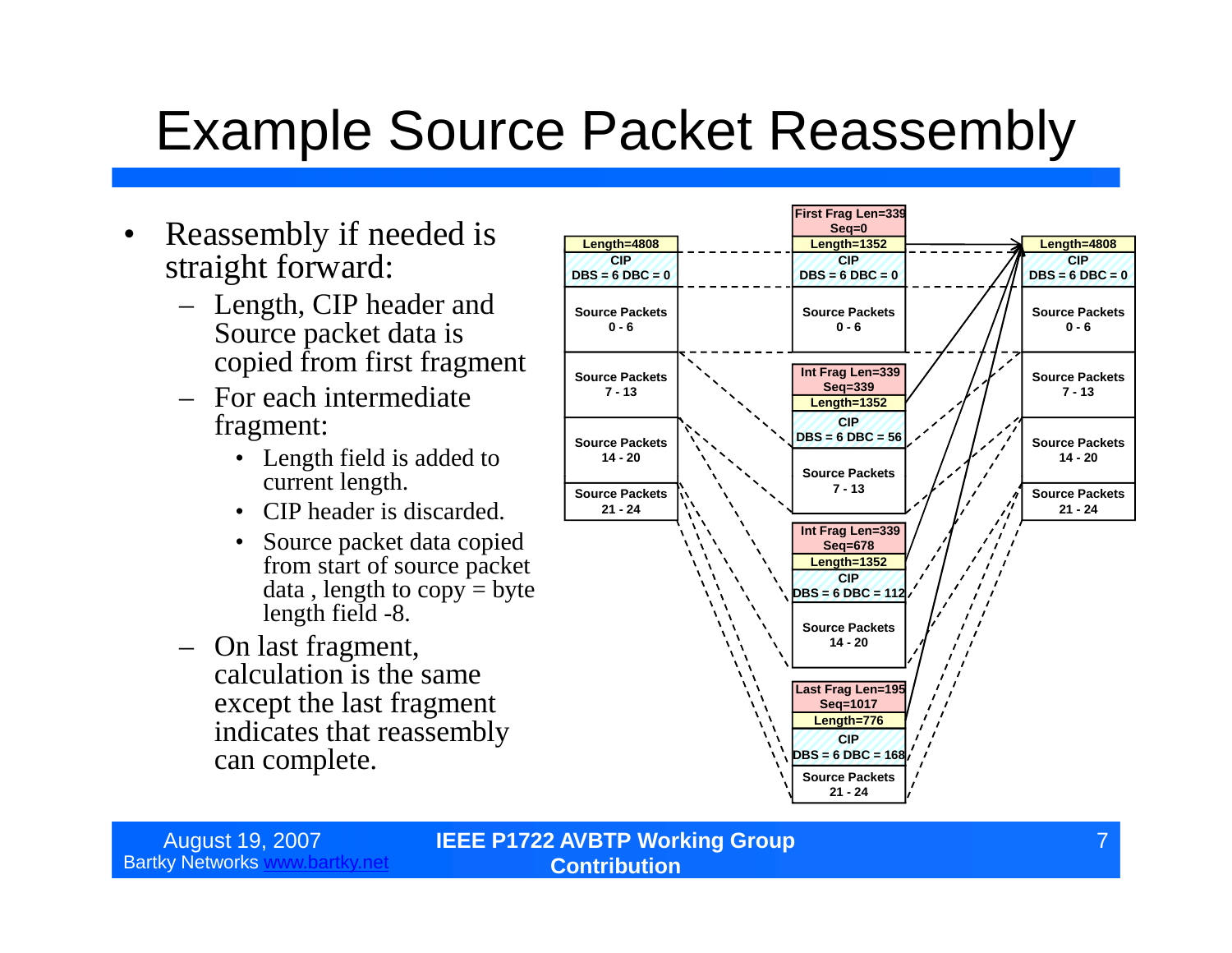# Example Source Packet Reassembly

- Reassembly if needed is straight forward:
  - Length, CIP header and Source packet data is copied from first fragment
  - For each intermediate fragment:
    - Length field is added to current length.
    - CIP header is discarded.
    - Source packet data copied from start of source packet data , length to copy = byte length field -8.
  - On last fragment, calculation is the same except the last fragment indicates that reassembly can complete.

Length=4808
CIP
DBS = 6 DBC = 0
Source Packets
0 - 6
Source Packets
7 - 13
Source Packets
14 - 20
Source Packets
21 - 24

First Frag Len=339
Seq=0
Length=1352
CIP
DBS = 6 DBC = 0
Source Packets
0 - 6

Int Frag Len=339
Seq=339
Length=1352
CIP
DBS = 6 DBC = 56
Source Packets
7 - 13

Int Frag Len=339
Seq=678
Length=1352
CIP
DBS = 6 DBC = 112
Source Packets
14 - 20

Last Frag Len=195
Seq=1017
Length=776
CIP
DBS = 6 DBC = 168
Source Packets
21 - 24

Length=4808
CIP
DBS = 6 DBC = 0
Source Packets
0 - 6
Source Packets
7 - 13
Source Packets
14 - 20
Source Packets
21 - 24

August 19, 2007
Bartky Networks www.bartky.net

IEEE P1722 AVBTP Working Group Contribution